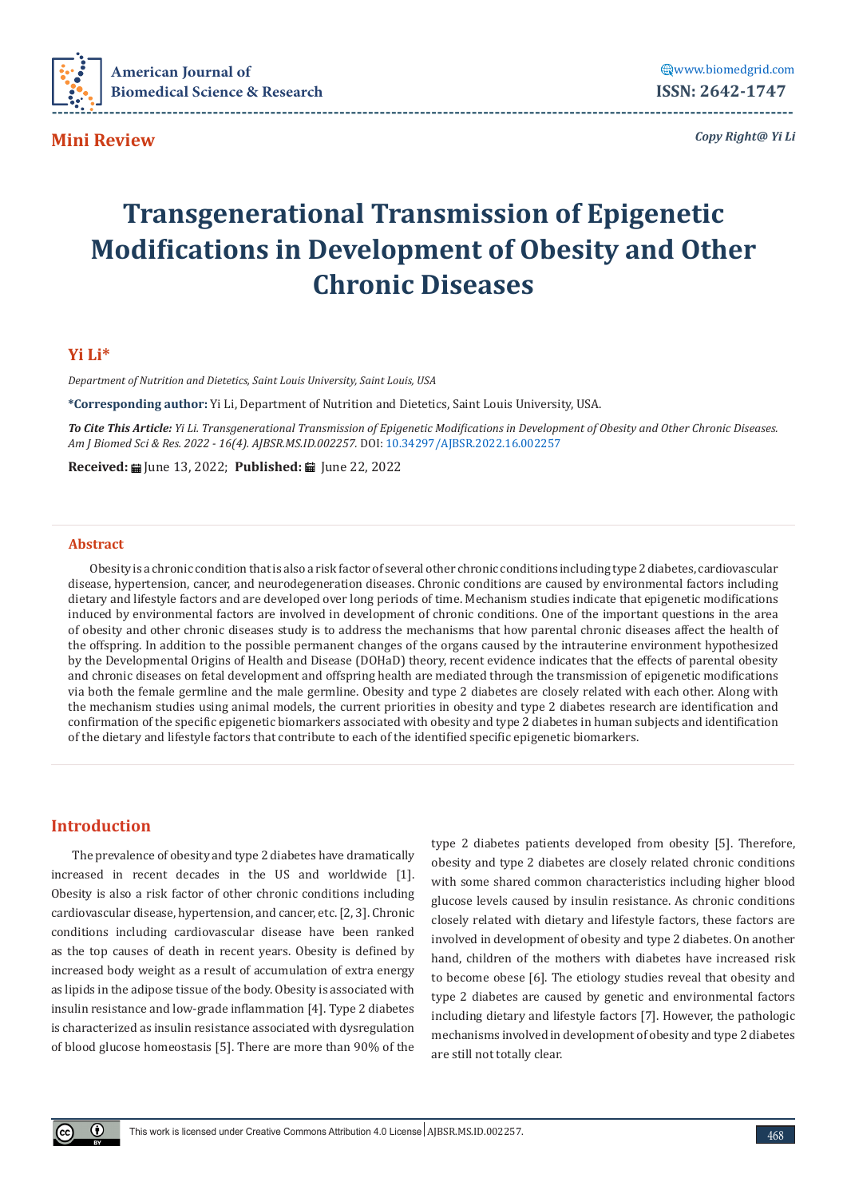**Mini Review**

# Transgenerational Transmission of Epigenetic Modifications in Development of Obesity and Other Chronic Diseases

**Yi Li***

*Department of Nutrition and Dietetics, Saint Louis University, Saint Louis, USA*

***Corresponding author:** Yi Li, Department of Nutrition and Dietetics, Saint Louis University, USA.

***To Cite This Article:** Yi Li. Transgenerational Transmission of Epigenetic Modifications in Development of Obesity and Other Chronic Diseases. Am J Biomed Sci & Res. 2022 - 16(4). AJBSR.MS.ID.002257.* DOI: 10.34297/AJBSR.2022.16.002257

**Received:** June 13, 2022; **Published:** June 22, 2022

## Abstract

Obesity is a chronic condition that is also a risk factor of several other chronic conditions including type 2 diabetes, cardiovascular disease, hypertension, cancer, and neurodegeneration diseases. Chronic conditions are caused by environmental factors including dietary and lifestyle factors and are developed over long periods of time. Mechanism studies indicate that epigenetic modifications induced by environmental factors are involved in development of chronic conditions. One of the important questions in the area of obesity and other chronic diseases study is to address the mechanisms that how parental chronic diseases affect the health of the offspring. In addition to the possible permanent changes of the organs caused by the intrauterine environment hypothesized by the Developmental Origins of Health and Disease (DOHaD) theory, recent evidence indicates that the effects of parental obesity and chronic diseases on fetal development and offspring health are mediated through the transmission of epigenetic modifications via both the female germline and the male germline. Obesity and type 2 diabetes are closely related with each other. Along with the mechanism studies using animal models, the current priorities in obesity and type 2 diabetes research are identification and confirmation of the specific epigenetic biomarkers associated with obesity and type 2 diabetes in human subjects and identification of the dietary and lifestyle factors that contribute to each of the identified specific epigenetic biomarkers.

## Introduction

The prevalence of obesity and type 2 diabetes have dramatically increased in recent decades in the US and worldwide [1]. Obesity is also a risk factor of other chronic conditions including cardiovascular disease, hypertension, and cancer, etc. [2, 3]. Chronic conditions including cardiovascular disease have been ranked as the top causes of death in recent years. Obesity is defined by increased body weight as a result of accumulation of extra energy as lipids in the adipose tissue of the body. Obesity is associated with insulin resistance and low-grade inflammation [4]. Type 2 diabetes is characterized as insulin resistance associated with dysregulation of blood glucose homeostasis [5]. There are more than 90% of the type 2 diabetes patients developed from obesity [5]. Therefore, obesity and type 2 diabetes are closely related chronic conditions with some shared common characteristics including higher blood glucose levels caused by insulin resistance. As chronic conditions closely related with dietary and lifestyle factors, these factors are involved in development of obesity and type 2 diabetes. On another hand, children of the mothers with diabetes have increased risk to become obese [6]. The etiology studies reveal that obesity and type 2 diabetes are caused by genetic and environmental factors including dietary and lifestyle factors [7]. However, the pathologic mechanisms involved in development of obesity and type 2 diabetes are still not totally clear.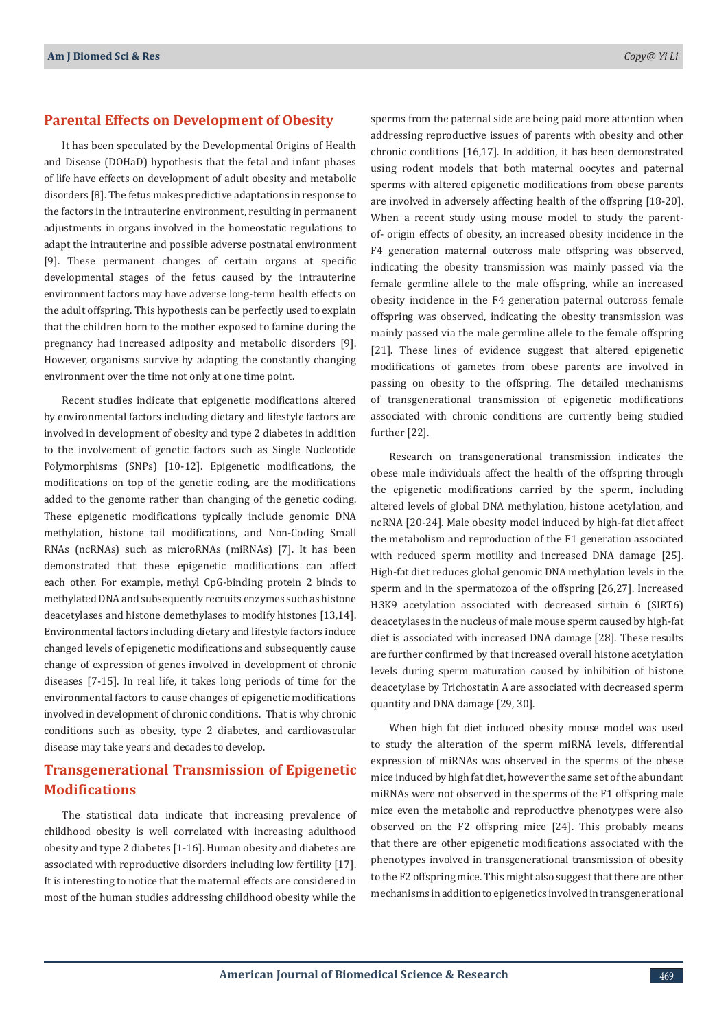## Parental Effects on Development of Obesity

It has been speculated by the Developmental Origins of Health and Disease (DOHaD) hypothesis that the fetal and infant phases of life have effects on development of adult obesity and metabolic disorders [8]. The fetus makes predictive adaptations in response to the factors in the intrauterine environment, resulting in permanent adjustments in organs involved in the homeostatic regulations to adapt the intrauterine and possible adverse postnatal environment [9]. These permanent changes of certain organs at specific developmental stages of the fetus caused by the intrauterine environment factors may have adverse long-term health effects on the adult offspring. This hypothesis can be perfectly used to explain that the children born to the mother exposed to famine during the pregnancy had increased adiposity and metabolic disorders [9]. However, organisms survive by adapting the constantly changing environment over the time not only at one time point.

Recent studies indicate that epigenetic modifications altered by environmental factors including dietary and lifestyle factors are involved in development of obesity and type 2 diabetes in addition to the involvement of genetic factors such as Single Nucleotide Polymorphisms (SNPs) [10-12]. Epigenetic modifications, the modifications on top of the genetic coding, are the modifications added to the genome rather than changing of the genetic coding. These epigenetic modifications typically include genomic DNA methylation, histone tail modifications, and Non-Coding Small RNAs (ncRNAs) such as microRNAs (miRNAs) [7]. It has been demonstrated that these epigenetic modifications can affect each other. For example, methyl CpG-binding protein 2 binds to methylated DNA and subsequently recruits enzymes such as histone deacetylases and histone demethylases to modify histones [13,14]. Environmental factors including dietary and lifestyle factors induce changed levels of epigenetic modifications and subsequently cause change of expression of genes involved in development of chronic diseases [7-15]. In real life, it takes long periods of time for the environmental factors to cause changes of epigenetic modifications involved in development of chronic conditions. That is why chronic conditions such as obesity, type 2 diabetes, and cardiovascular disease may take years and decades to develop.

## Transgenerational Transmission of Epigenetic Modifications

The statistical data indicate that increasing prevalence of childhood obesity is well correlated with increasing adulthood obesity and type 2 diabetes [1-16]. Human obesity and diabetes are associated with reproductive disorders including low fertility [17]. It is interesting to notice that the maternal effects are considered in most of the human studies addressing childhood obesity while the sperms from the paternal side are being paid more attention when addressing reproductive issues of parents with obesity and other chronic conditions [16,17]. In addition, it has been demonstrated using rodent models that both maternal oocytes and paternal sperms with altered epigenetic modifications from obese parents are involved in adversely affecting health of the offspring [18-20]. When a recent study using mouse model to study the parent-of- origin effects of obesity, an increased obesity incidence in the F4 generation maternal outcross male offspring was observed, indicating the obesity transmission was mainly passed via the female germline allele to the male offspring, while an increased obesity incidence in the F4 generation paternal outcross female offspring was observed, indicating the obesity transmission was mainly passed via the male germline allele to the female offspring [21]. These lines of evidence suggest that altered epigenetic modifications of gametes from obese parents are involved in passing on obesity to the offspring. The detailed mechanisms of transgenerational transmission of epigenetic modifications associated with chronic conditions are currently being studied further [22].

Research on transgenerational transmission indicates the obese male individuals affect the health of the offspring through the epigenetic modifications carried by the sperm, including altered levels of global DNA methylation, histone acetylation, and ncRNA [20-24]. Male obesity model induced by high-fat diet affect the metabolism and reproduction of the F1 generation associated with reduced sperm motility and increased DNA damage [25]. High-fat diet reduces global genomic DNA methylation levels in the sperm and in the spermatozoa of the offspring [26,27]. Increased H3K9 acetylation associated with decreased sirtuin 6 (SIRT6) deacetylases in the nucleus of male mouse sperm caused by high-fat diet is associated with increased DNA damage [28]. These results are further confirmed by that increased overall histone acetylation levels during sperm maturation caused by inhibition of histone deacetylase by Trichostatin A are associated with decreased sperm quantity and DNA damage [29, 30].

When high fat diet induced obesity mouse model was used to study the alteration of the sperm miRNA levels, differential expression of miRNAs was observed in the sperms of the obese mice induced by high fat diet, however the same set of the abundant miRNAs were not observed in the sperms of the F1 offspring male mice even the metabolic and reproductive phenotypes were also observed on the F2 offspring mice [24]. This probably means that there are other epigenetic modifications associated with the phenotypes involved in transgenerational transmission of obesity to the F2 offspring mice. This might also suggest that there are other mechanisms in addition to epigenetics involved in transgenerational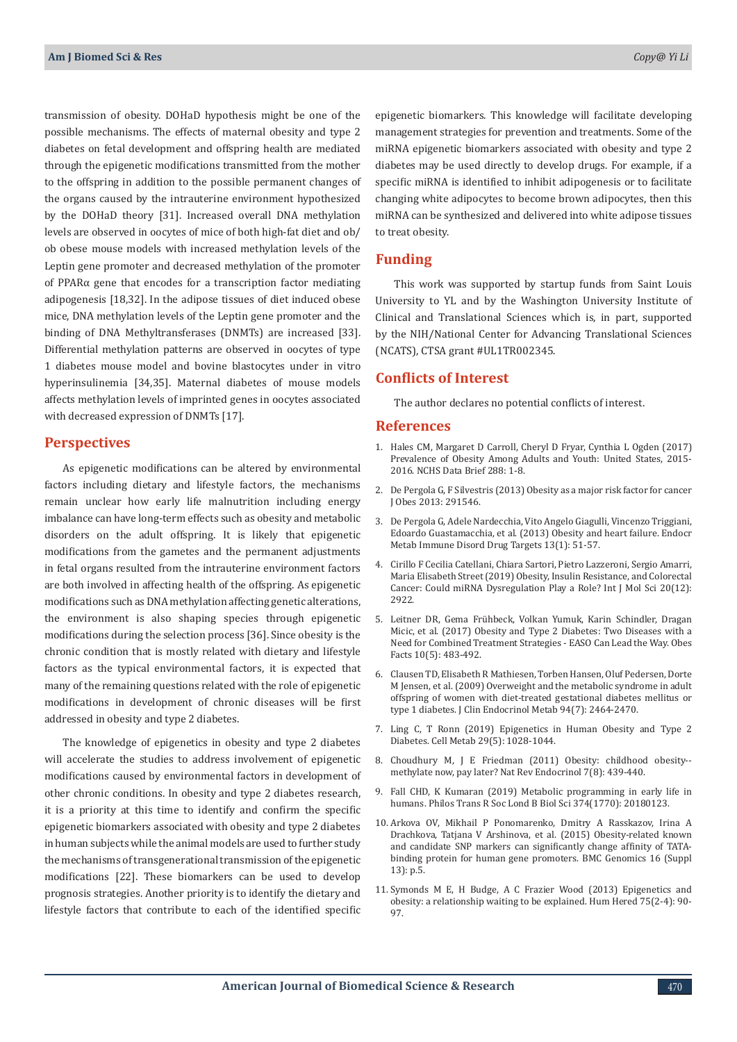transmission of obesity. DOHaD hypothesis might be one of the possible mechanisms. The effects of maternal obesity and type 2 diabetes on fetal development and offspring health are mediated through the epigenetic modifications transmitted from the mother to the offspring in addition to the possible permanent changes of the organs caused by the intrauterine environment hypothesized by the DOHaD theory [31]. Increased overall DNA methylation levels are observed in oocytes of mice of both high-fat diet and ob/ob obese mouse models with increased methylation levels of the Leptin gene promoter and decreased methylation of the promoter of PPARα gene that encodes for a transcription factor mediating adipogenesis [18,32]. In the adipose tissues of diet induced obese mice, DNA methylation levels of the Leptin gene promoter and the binding of DNA Methyltransferases (DNMTs) are increased [33]. Differential methylation patterns are observed in oocytes of type 1 diabetes mouse model and bovine blastocytes under in vitro hyperinsulinemia [34,35]. Maternal diabetes of mouse models affects methylation levels of imprinted genes in oocytes associated with decreased expression of DNMTs [17].

## Perspectives

As epigenetic modifications can be altered by environmental factors including dietary and lifestyle factors, the mechanisms remain unclear how early life malnutrition including energy imbalance can have long-term effects such as obesity and metabolic disorders on the adult offspring. It is likely that epigenetic modifications from the gametes and the permanent adjustments in fetal organs resulted from the intrauterine environment factors are both involved in affecting health of the offspring. As epigenetic modifications such as DNA methylation affecting genetic alterations, the environment is also shaping species through epigenetic modifications during the selection process [36]. Since obesity is the chronic condition that is mostly related with dietary and lifestyle factors as the typical environmental factors, it is expected that many of the remaining questions related with the role of epigenetic modifications in development of chronic diseases will be first addressed in obesity and type 2 diabetes.

The knowledge of epigenetics in obesity and type 2 diabetes will accelerate the studies to address involvement of epigenetic modifications caused by environmental factors in development of other chronic conditions. In obesity and type 2 diabetes research, it is a priority at this time to identify and confirm the specific epigenetic biomarkers associated with obesity and type 2 diabetes in human subjects while the animal models are used to further study the mechanisms of transgenerational transmission of the epigenetic modifications [22]. These biomarkers can be used to develop prognosis strategies. Another priority is to identify the dietary and lifestyle factors that contribute to each of the identified specific epigenetic biomarkers. This knowledge will facilitate developing management strategies for prevention and treatments. Some of the miRNA epigenetic biomarkers associated with obesity and type 2 diabetes may be used directly to develop drugs. For example, if a specific miRNA is identified to inhibit adipogenesis or to facilitate changing white adipocytes to become brown adipocytes, then this miRNA can be synthesized and delivered into white adipose tissues to treat obesity.

## Funding

This work was supported by startup funds from Saint Louis University to YL and by the Washington University Institute of Clinical and Translational Sciences which is, in part, supported by the NIH/National Center for Advancing Translational Sciences (NCATS), CTSA grant #UL1TR002345.

## Conflicts of Interest

The author declares no potential conflicts of interest.

## References

1. Hales CM, Margaret D Carroll, Cheryl D Fryar, Cynthia L Ogden (2017) Prevalence of Obesity Among Adults and Youth: United States, 2015-2016. NCHS Data Brief 288: 1-8.
2. De Pergola G, F Silvestris (2013) Obesity as a major risk factor for cancer J Obes 2013: 291546.
3. De Pergola G, Adele Nardecchia, Vito Angelo Giagulli, Vincenzo Triggiani, Edoardo Guastamacchia, et al. (2013) Obesity and heart failure. Endocr Metab Immune Disord Drug Targets 13(1): 51-57.
4. Cirillo F Cecilia Catellani, Chiara Sartori, Pietro Lazzeroni, Sergio Amarri, Maria Elisabeth Street (2019) Obesity, Insulin Resistance, and Colorectal Cancer: Could miRNA Dysregulation Play a Role? Int J Mol Sci 20(12): 2922.
5. Leitner DR, Gema Frühbeck, Volkan Yumuk, Karin Schindler, Dragan Micic, et al. (2017) Obesity and Type 2 Diabetes: Two Diseases with a Need for Combined Treatment Strategies - EASO Can Lead the Way. Obes Facts 10(5): 483-492.
6. Clausen TD, Elisabeth R Mathiesen, Torben Hansen, Oluf Pedersen, Dorte M Jensen, et al. (2009) Overweight and the metabolic syndrome in adult offspring of women with diet-treated gestational diabetes mellitus or type 1 diabetes. J Clin Endocrinol Metab 94(7): 2464-2470.
7. Ling C, T Ronn (2019) Epigenetics in Human Obesity and Type 2 Diabetes. Cell Metab 29(5): 1028-1044.
8. Choudhury M, J E Friedman (2011) Obesity: childhood obesity--methylate now, pay later? Nat Rev Endocrinol 7(8): 439-440.
9. Fall CHD, K Kumaran (2019) Metabolic programming in early life in humans. Philos Trans R Soc Lond B Biol Sci 374(1770): 20180123.
10. Arkova OV, Mikhail P Ponomarenko, Dmitry A Rasskazov, Irina A Drachkova, Tatjana V Arshinova, et al. (2015) Obesity-related known and candidate SNP markers can significantly change affinity of TATA-binding protein for human gene promoters. BMC Genomics 16 (Suppl 13): p.5.
11. Symonds M E, H Budge, A C Frazier Wood (2013) Epigenetics and obesity: a relationship waiting to be explained. Hum Hered 75(2-4): 90-97.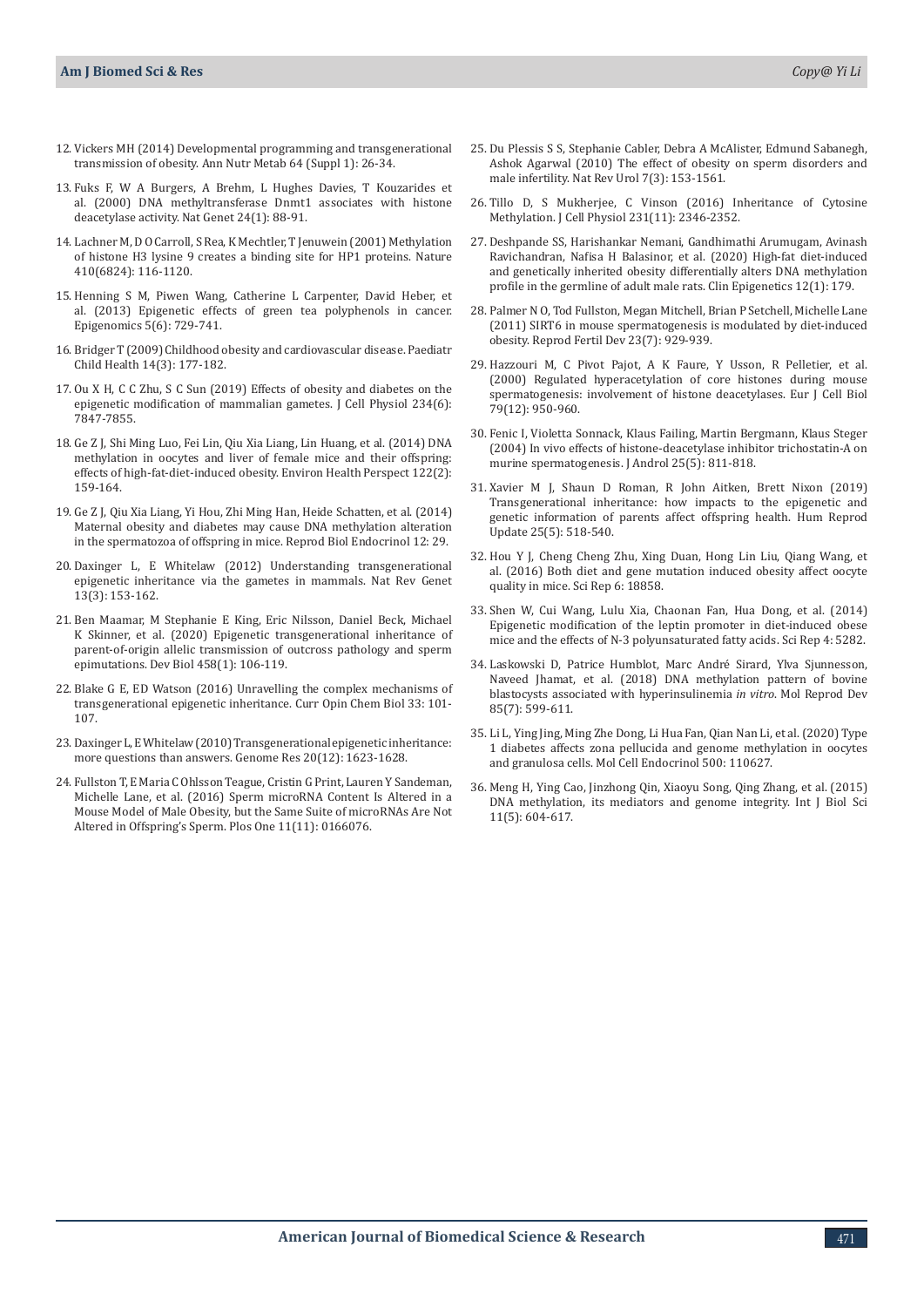12. Vickers MH (2014) Developmental programming and transgenerational transmission of obesity. Ann Nutr Metab 64 (Suppl 1): 26-34.
13. Fuks F, W A Burgers, A Brehm, L Hughes Davies, T Kouzarides et al. (2000) DNA methyltransferase Dnmt1 associates with histone deacetylase activity. Nat Genet 24(1): 88-91.
14. Lachner M, D O Carroll, S Rea, K Mechtler, T Jenuwein (2001) Methylation of histone H3 lysine 9 creates a binding site for HP1 proteins. Nature 410(6824): 116-1120.
15. Henning S M, Piwen Wang, Catherine L Carpenter, David Heber, et al. (2013) Epigenetic effects of green tea polyphenols in cancer. Epigenomics 5(6): 729-741.
16. Bridger T (2009) Childhood obesity and cardiovascular disease. Paediatr Child Health 14(3): 177-182.
17. Ou X H, C C Zhu, S C Sun (2019) Effects of obesity and diabetes on the epigenetic modification of mammalian gametes. J Cell Physiol 234(6): 7847-7855.
18. Ge Z J, Shi Ming Luo, Fei Lin, Qiu Xia Liang, Lin Huang, et al. (2014) DNA methylation in oocytes and liver of female mice and their offspring: effects of high-fat-diet-induced obesity. Environ Health Perspect 122(2): 159-164.
19. Ge Z J, Qiu Xia Liang, Yi Hou, Zhi Ming Han, Heide Schatten, et al. (2014) Maternal obesity and diabetes may cause DNA methylation alteration in the spermatozoa of offspring in mice. Reprod Biol Endocrinol 12: 29.
20. Daxinger L, E Whitelaw (2012) Understanding transgenerational epigenetic inheritance via the gametes in mammals. Nat Rev Genet 13(3): 153-162.
21. Ben Maamar, M Stephanie E King, Eric Nilsson, Daniel Beck, Michael K Skinner, et al. (2020) Epigenetic transgenerational inheritance of parent-of-origin allelic transmission of outcross pathology and sperm epimutations. Dev Biol 458(1): 106-119.
22. Blake G E, ED Watson (2016) Unravelling the complex mechanisms of transgenerational epigenetic inheritance. Curr Opin Chem Biol 33: 101-107.
23. Daxinger L, E Whitelaw (2010) Transgenerational epigenetic inheritance: more questions than answers. Genome Res 20(12): 1623-1628.
24. Fullston T, E Maria C Ohlsson Teague, Cristin G Print, Lauren Y Sandeman, Michelle Lane, et al. (2016) Sperm microRNA Content Is Altered in a Mouse Model of Male Obesity, but the Same Suite of microRNAs Are Not Altered in Offspring's Sperm. Plos One 11(11): 0166076.
25. Du Plessis S S, Stephanie Cabler, Debra A McAlister, Edmund Sabanegh, Ashok Agarwal (2010) The effect of obesity on sperm disorders and male infertility. Nat Rev Urol 7(3): 153-1561.
26. Tillo D, S Mukherjee, C Vinson (2016) Inheritance of Cytosine Methylation. J Cell Physiol 231(11): 2346-2352.
27. Deshpande SS, Harishankar Nemani, Gandhimathi Arumugam, Avinash Ravichandran, Nafisa H Balasinor, et al. (2020) High-fat diet-induced and genetically inherited obesity differentially alters DNA methylation profile in the germline of adult male rats. Clin Epigenetics 12(1): 179.
28. Palmer N O, Tod Fullston, Megan Mitchell, Brian P Setchell, Michelle Lane (2011) SIRT6 in mouse spermatogenesis is modulated by diet-induced obesity. Reprod Fertil Dev 23(7): 929-939.
29. Hazzouri M, C Pivot Pajot, A K Faure, Y Usson, R Pelletier, et al. (2000) Regulated hyperacetylation of core histones during mouse spermatogenesis: involvement of histone deacetylases. Eur J Cell Biol 79(12): 950-960.
30. Fenic I, Violetta Sonnack, Klaus Failing, Martin Bergmann, Klaus Steger (2004) In vivo effects of histone-deacetylase inhibitor trichostatin-A on murine spermatogenesis. J Androl 25(5): 811-818.
31. Xavier M J, Shaun D Roman, R John Aitken, Brett Nixon (2019) Transgenerational inheritance: how impacts to the epigenetic and genetic information of parents affect offspring health. Hum Reprod Update 25(5): 518-540.
32. Hou Y J, Cheng Cheng Zhu, Xing Duan, Hong Lin Liu, Qiang Wang, et al. (2016) Both diet and gene mutation induced obesity affect oocyte quality in mice. Sci Rep 6: 18858.
33. Shen W, Cui Wang, Lulu Xia, Chaonan Fan, Hua Dong, et al. (2014) Epigenetic modification of the leptin promoter in diet-induced obese mice and the effects of N-3 polyunsaturated fatty acids. Sci Rep 4: 5282.
34. Laskowski D, Patrice Humblot, Marc André Sirard, Ylva Sjunnesson, Naveed Jhamat, et al. (2018) DNA methylation pattern of bovine blastocysts associated with hyperinsulinemia *in vitro*. Mol Reprod Dev 85(7): 599-611.
35. Li L, Ying Jing, Ming Zhe Dong, Li Hua Fan, Qian Nan Li, et al. (2020) Type 1 diabetes affects zona pellucida and genome methylation in oocytes and granulosa cells. Mol Cell Endocrinol 500: 110627.
36. Meng H, Ying Cao, Jinzhong Qin, Xiaoyu Song, Qing Zhang, et al. (2015) DNA methylation, its mediators and genome integrity. Int J Biol Sci 11(5): 604-617.